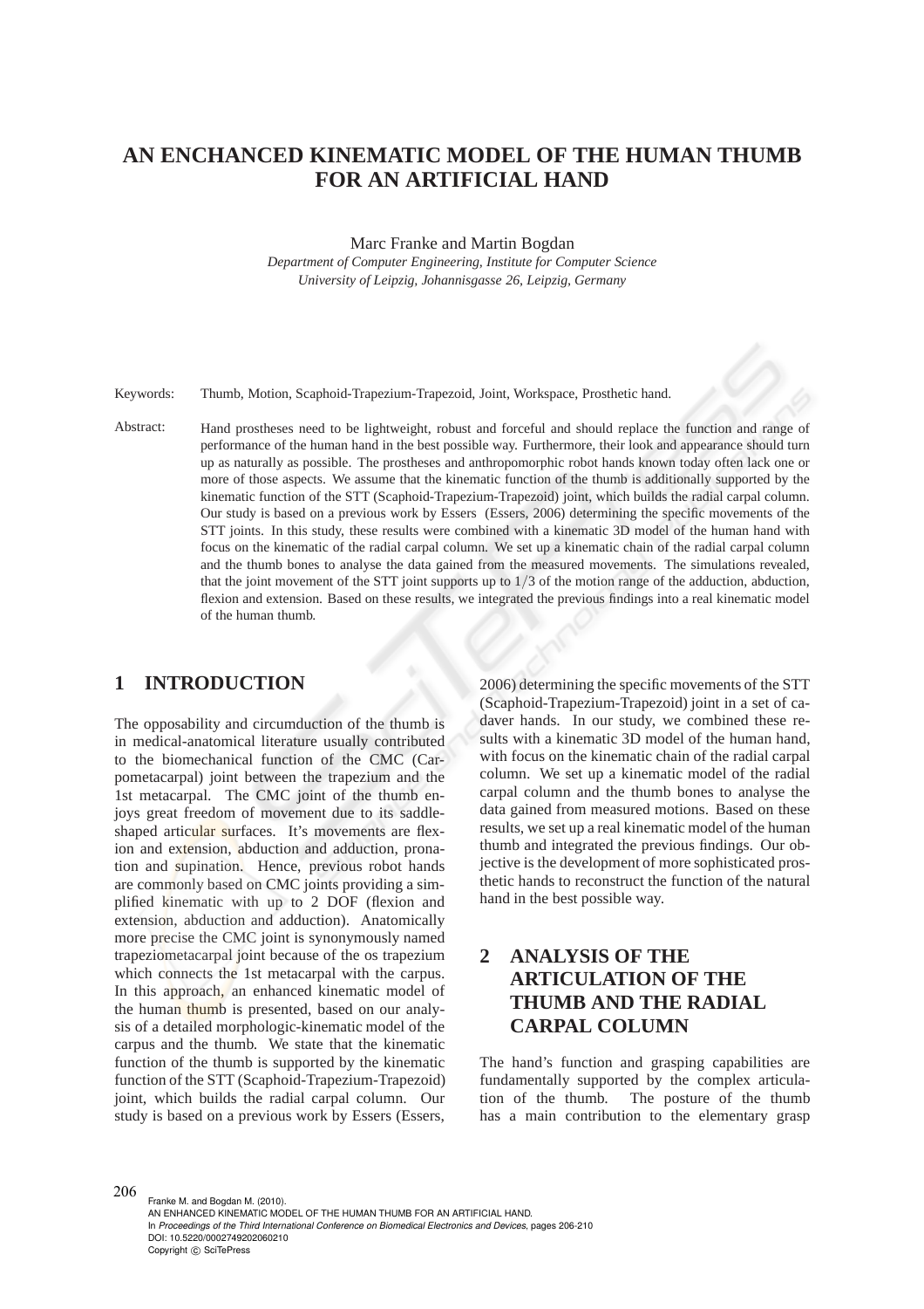# AN ENCHANCED KINEMATIC MODEL OF THE HUMAN THUMB FOR AN ARTIFICIAL HAND

Marc Franke and Martin Bogdan

*Department of Computer Engineering, Institute for Computer Science*
*University of Leipzig, Johannisgasse 26, Leipzig, Germany*

Keywords: Thumb, Motion, Scaphoid-Trapezium-Trapezoid, Joint, Workspace, Prosthetic hand.

Abstract: Hand prostheses need to be lightweight, robust and forceful and should replace the function and range of performance of the human hand in the best possible way. Furthermore, their look and appearance should turn up as naturally as possible. The prostheses and anthropomorphic robot hands known today often lack one or more of those aspects. We assume that the kinematic function of the thumb is additionally supported by the kinematic function of the STT (Scaphoid-Trapezium-Trapezoid) joint, which builds the radial carpal column. Our study is based on a previous work by Essers (Essers, 2006) determining the specific movements of the STT joints. In this study, these results were combined with a kinematic 3D model of the human hand with focus on the kinematic of the radial carpal column. We set up a kinematic chain of the radial carpal column and the thumb bones to analyse the data gained from the measured movements. The simulations revealed, that the joint movement of the STT joint supports up to $1/3$ of the motion range of the adduction, abduction, flexion and extension. Based on these results, we integrated the previous findings into a real kinematic model of the human thumb.

## 1 INTRODUCTION

The opposability and circumduction of the thumb is in medical-anatomical literature usually contributed to the biomechanical function of the CMC (Carpometacarpal) joint between the trapezium and the 1st metacarpal. The CMC joint of the thumb enjoys great freedom of movement due to its saddle-shaped articular surfaces. It's movements are flexion and extension, abduction and adduction, pronation and supination. Hence, previous robot hands are commonly based on CMC joints providing a simplified kinematic with up to 2 DOF (flexion and extension, abduction and adduction). Anatomically more precise the CMC joint is synonymously named trapeziometacarpal joint because of the os trapezium which connects the 1st metacarpal with the carpus. In this approach, an enhanced kinematic model of the human thumb is presented, based on our analysis of a detailed morphologic-kinematic model of the carpus and the thumb. We state that the kinematic function of the thumb is supported by the kinematic function of the STT (Scaphoid-Trapezium-Trapezoid) joint, which builds the radial carpal column. Our study is based on a previous work by Essers (Essers, 2006) determining the specific movements of the STT (Scaphoid-Trapezium-Trapezoid) joint in a set of cadaver hands. In our study, we combined these results with a kinematic 3D model of the human hand, with focus on the kinematic chain of the radial carpal column. We set up a kinematic model of the radial carpal column and the thumb bones to analyse the data gained from measured motions. Based on these results, we set up a real kinematic model of the human thumb and integrated the previous findings. Our objective is the development of more sophisticated prosthetic hands to reconstruct the function of the natural hand in the best possible way.

## 2 ANALYSIS OF THE ARTICULATION OF THE THUMB AND THE RADIAL CARPAL COLUMN

The hand's function and grasping capabilities are fundamentally supported by the complex articulation of the thumb. The posture of the thumb has a main contribution to the elementary grasp

Franke M. and Bogdan M. (2010).
AN ENHANCED KINEMATIC MODEL OF THE HUMAN THUMB FOR AN ARTIFICIAL HAND.
In *Proceedings of the Third International Conference on Biomedical Electronics and Devices*, pages 206-210
DOI: 10.5220/0002749202060210
Copyright © SciTePress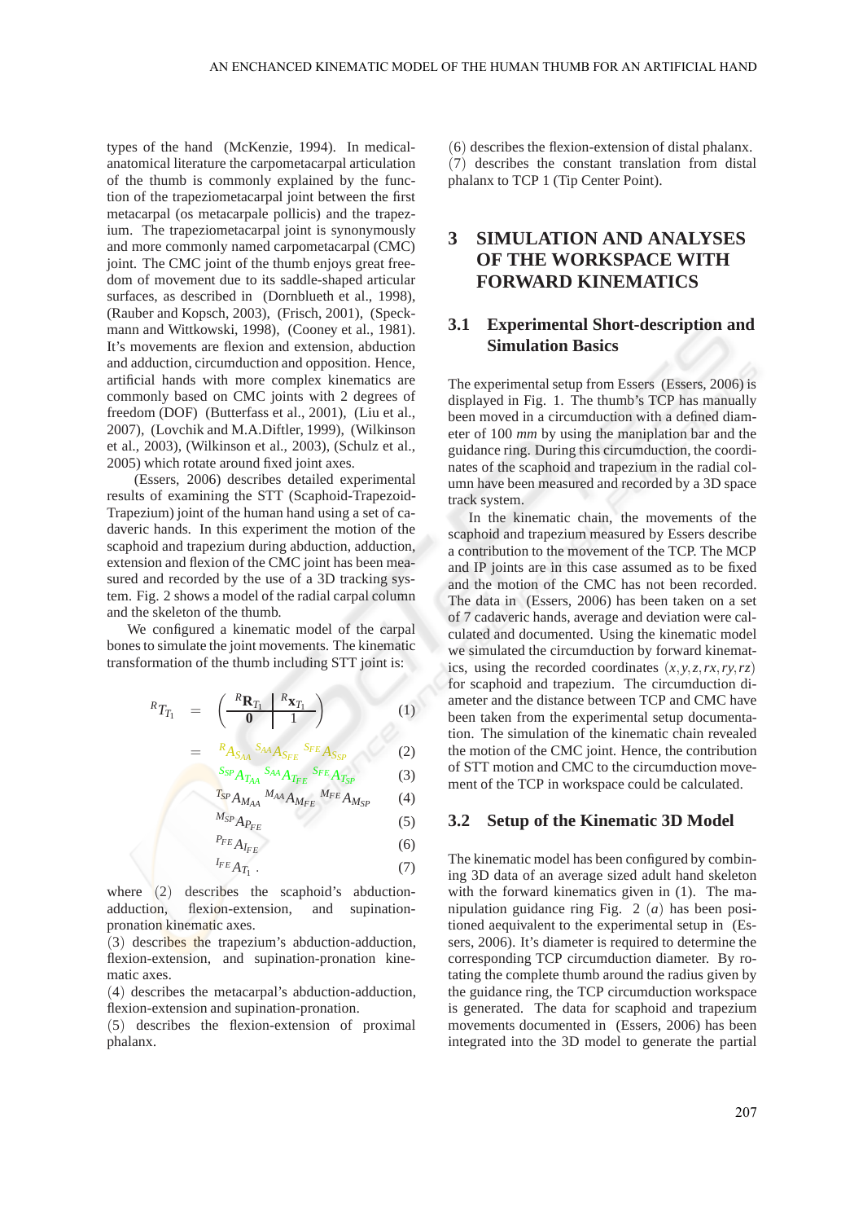types of the hand (McKenzie, 1994). In medical-anatomical literature the carpometacarpal articulation of the thumb is commonly explained by the function of the trapeziometacarpal joint between the first metacarpal (os metacarpale pollicis) and the trapezium. The trapeziometacarpal joint is synonymously and more commonly named carpometacarpal (CMC) joint. The CMC joint of the thumb enjoys great freedom of movement due to its saddle-shaped articular surfaces, as described in (Dornblueth et al., 1998), (Rauber and Kopsch, 2003), (Frisch, 2001), (Speckmann and Wittkowski, 1998), (Cooney et al., 1981). It's movements are flexion and extension, abduction and adduction, circumduction and opposition. Hence, artificial hands with more complex kinematics are commonly based on CMC joints with 2 degrees of freedom (DOF) (Butterfass et al., 2001), (Liu et al., 2007), (Lovchik and M.A.Diftler, 1999), (Wilkinson et al., 2003), (Wilkinson et al., 2003), (Schulz et al., 2005) which rotate around fixed joint axes.

(Essers, 2006) describes detailed experimental results of examining the STT (Scaphoid-Trapezoid-Trapezium) joint of the human hand using a set of cadaveric hands. In this experiment the motion of the scaphoid and trapezium during abduction, adduction, extension and flexion of the CMC joint has been measured and recorded by the use of a 3D tracking system. Fig. 2 shows a model of the radial carpal column and the skeleton of the thumb.

We configured a kinematic model of the carpal bones to simulate the joint movements. The kinematic transformation of the thumb including STT joint is:

$$
\begin{aligned}
{}^{R}T_{T_1} &= \left(\begin{array}{c|c} {}^{R}\mathbf{R}_{T_1} & {}^{R}\mathbf{x}_{T_1} \\ \hline \mathbf{0} & 1 \end{array}\right) && (1)\\
&= {}^{R}A_{S_{AA}}\;{}^{S_{AA}}A_{S_{FE}}\;{}^{S_{FE}}A_{S_{SP}} && (2)\\
&\quad {}^{S_{SP}}A_{T_{AA}}\;{}^{S_{AA}}A_{T_{FE}}\;{}^{S_{FE}}A_{T_{SP}} && (3)\\
&\quad {}^{T_{SP}}A_{M_{AA}}\;{}^{M_{AA}}A_{M_{FE}}\;{}^{M_{FE}}A_{M_{SP}} && (4)\\
&\quad {}^{M_{SP}}A_{P_{FE}} && (5)\\
&\quad {}^{P_{FE}}A_{I_{FE}} && (6)\\
&\quad {}^{I_{FE}}A_{T_1}\,. && (7)
\end{aligned}
$$

where (2) describes the scaphoid's abduction-adduction, flexion-extension, and supination-pronation kinematic axes.
(3) describes the trapezium's abduction-adduction, flexion-extension, and supination-pronation kinematic axes.
(4) describes the metacarpal's abduction-adduction, flexion-extension and supination-pronation.
(5) describes the flexion-extension of proximal phalanx.
(6) describes the flexion-extension of distal phalanx.
(7) describes the constant translation from distal phalanx to TCP 1 (Tip Center Point).

## 3 SIMULATION AND ANALYSES OF THE WORKSPACE WITH FORWARD KINEMATICS

### 3.1 Experimental Short-description and Simulation Basics

The experimental setup from Essers (Essers, 2006) is displayed in Fig. 1. The thumb's TCP has manually been moved in a circumduction with a defined diameter of 100 *mm* by using the maniplation bar and the guidance ring. During this circumduction, the coordinates of the scaphoid and trapezium in the radial column have been measured and recorded by a 3D space track system.

In the kinematic chain, the movements of the scaphoid and trapezium measured by Essers describe a contribution to the movement of the TCP. The MCP and IP joints are in this case assumed as to be fixed and the motion of the CMC has not been recorded. The data in (Essers, 2006) has been taken on a set of 7 cadaveric hands, average and deviation were calculated and documented. Using the kinematic model we simulated the circumduction by forward kinematics, using the recorded coordinates $(x,y,z,rx,ry,rz)$ for scaphoid and trapezium. The circumduction diameter and the distance between TCP and CMC have been taken from the experimental setup documentation. The simulation of the kinematic chain revealed the motion of the CMC joint. Hence, the contribution of STT motion and CMC to the circumduction movement of the TCP in workspace could be calculated.

### 3.2 Setup of the Kinematic 3D Model

The kinematic model has been configured by combining 3D data of an average sized adult hand skeleton with the forward kinematics given in (1). The manipulation guidance ring Fig. 2 $(a)$ has been positioned aequivalent to the experimental setup in (Essers, 2006). It's diameter is required to determine the corresponding TCP circumduction diameter. By rotating the complete thumb around the radius given by the guidance ring, the TCP circumduction workspace is generated. The data for scaphoid and trapezium movements documented in (Essers, 2006) has been integrated into the 3D model to generate the partial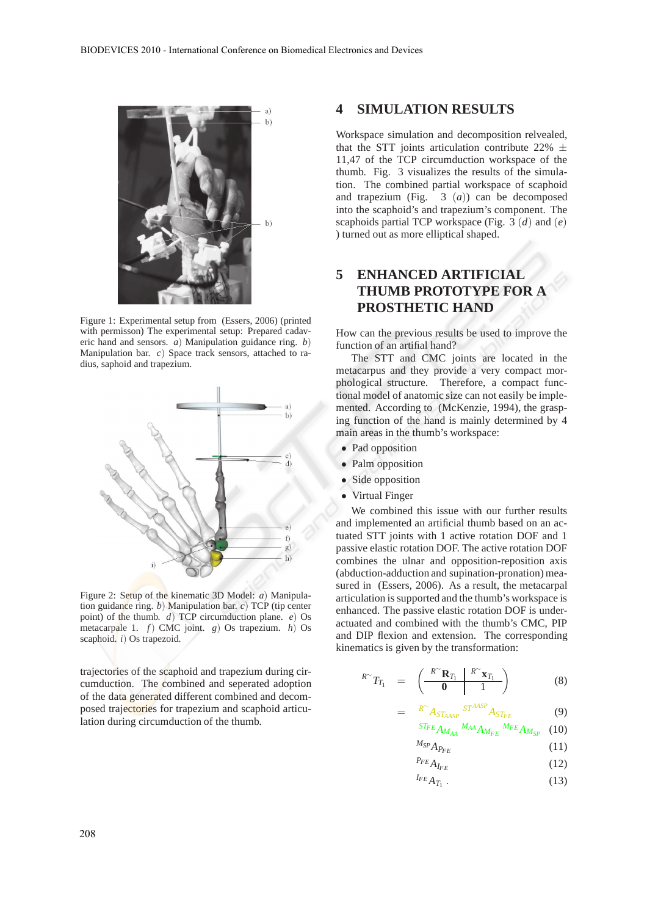Figure 1: Experimental setup from (Essers, 2006) (printed with permisson) The experimental setup: Prepared cadaveric hand and sensors. *a*) Manipulation guidance ring. *b*) Manipulation bar. *c*) Space track sensors, attached to radius, saphoid and trapezium.

Figure 2: Setup of the kinematic 3D Model: *a*) Manipulation guidance ring. *b*) Manipulation bar. *c*) TCP (tip center point) of the thumb. *d*) TCP circumduction plane. *e*) Os metacarpale 1. *f*) CMC joint. *g*) Os trapezium. *h*) Os scaphoid. *i*) Os trapezoid.

trajectories of the scaphoid and trapezium during circumduction. The combined and seperated adoption of the data generated different combined and decomposed trajectories for trapezium and scaphoid articulation during circumduction of the thumb.

## 4 SIMULATION RESULTS

Workspace simulation and decomposition relvealed, that the STT joints articulation contribute 22% $\pm$ 11,47 of the TCP circumduction workspace of the thumb. Fig. 3 visualizes the results of the simulation. The combined partial workspace of scaphoid and trapezium (Fig. 3 (*a*)) can be decomposed into the scaphoid's and trapezium's component. The scaphoids partial TCP workspace (Fig. 3 (*d*) and (*e*) ) turned out as more elliptical shaped.

## 5 ENHANCED ARTIFICIAL THUMB PROTOTYPE FOR A PROSTHETIC HAND

How can the previous results be used to improve the function of an artifial hand?

The STT and CMC joints are located in the metacarpus and they provide a very compact morphological structure. Therefore, a compact functional model of anatomic size can not easily be implemented. According to (McKenzie, 1994), the grasping function of the hand is mainly determined by 4 main areas in the thumb's workspace:

- Pad opposition
- Palm opposition
- Side opposition
- Virtual Finger

We combined this issue with our further results and implemented an artificial thumb based on an actuated STT joints with 1 active rotation DOF and 1 passive elastic rotation DOF. The active rotation DOF combines the ulnar and opposition-reposition axis (abduction-adduction and supination-pronation) measured in (Essers, 2006). As a result, the metacarpal articulation is supported and the thumb's workspace is enhanced. The passive elastic rotation DOF is underactuated and combined with the thumb's CMC, PIP and DIP flexion and extension. The corresponding kinematics is given by the transformation:

$$
\begin{aligned}
{}^{R^{\sim}}T_{T_1} &= \left(\begin{array}{c|c} {}^{R^{\sim}}\mathbf{R}_{T_1} & {}^{R^{\sim}}\mathbf{x}_{T_1} \\ \hline \mathbf{0} & 1 \end{array}\right) && (8)\\
&= {}^{R^{\sim}}A_{ST_{AASP}}\; {}^{ST^{AASP}}A_{ST_{FE}} && (9)\\
&\quad {}^{ST_{FE}}A_{M_{AA}}\; {}^{M_{AA}}A_{M_{FE}}\; {}^{M_{FE}}A_{M_{SP}} && (10)\\
&\quad {}^{M_{SP}}A_{P_{FE}} && (11)\\
&\quad {}^{P_{FE}}A_{I_{FE}} && (12)\\
&\quad {}^{I_{FE}}A_{T_1}\,. && (13)
\end{aligned}
$$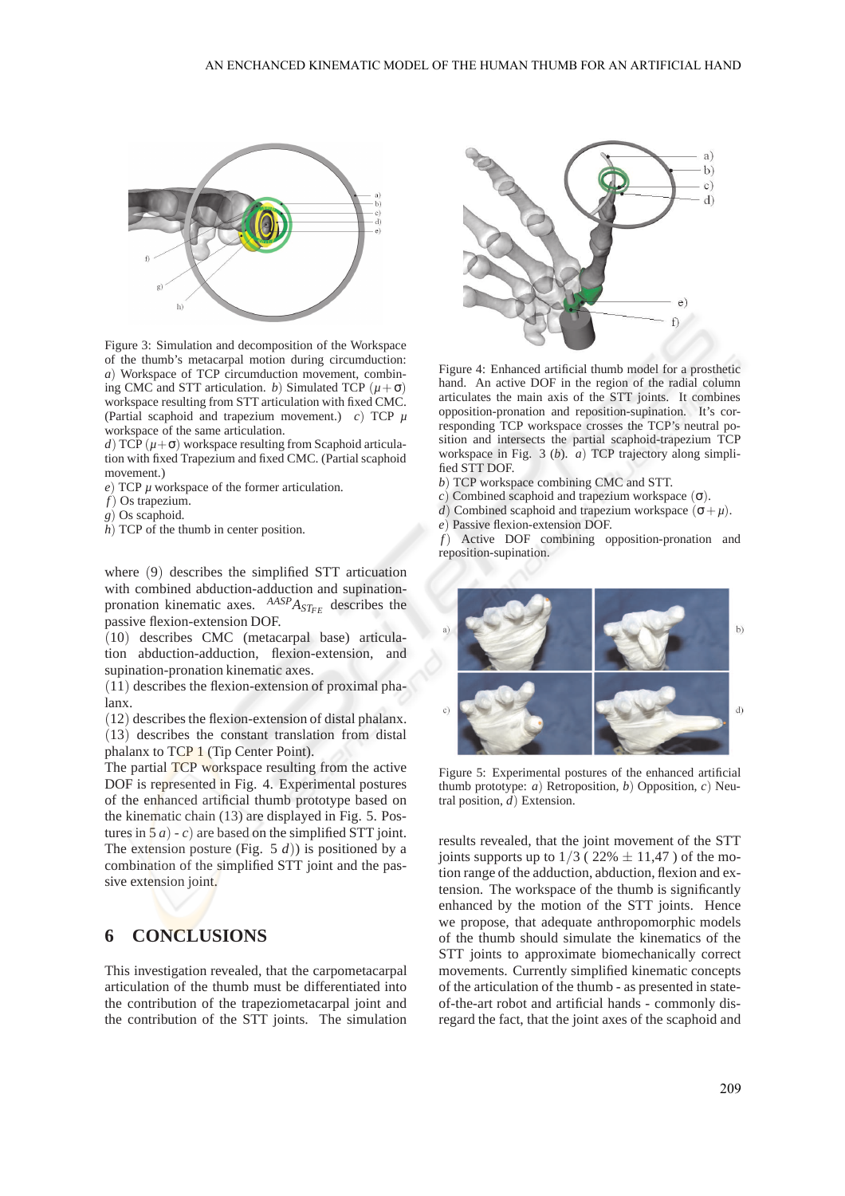Figure 3: Simulation and decomposition of the Workspace of the thumb's metacarpal motion during circumduction: *a*) Workspace of TCP circumduction movement, combining CMC and STT articulation. *b*) Simulated TCP ($\mu + \sigma$) workspace resulting from STT articulation with fixed CMC. (Partial scaphoid and trapezium movement.) *c*) TCP $\mu$ workspace of the same articulation.
*d*) TCP ($\mu + \sigma$) workspace resulting from Scaphoid articulation with fixed Trapezium and fixed CMC. (Partial scaphoid movement.)
*e*) TCP $\mu$ workspace of the former articulation.
*f*) Os trapezium.
*g*) Os scaphoid.
*h*) TCP of the thumb in center position.

where (9) describes the simplified STT articulation with combined abduction-adduction and supination-pronation kinematic axes. ${}^{AASP}A_{ST_{FE}}$ describes the passive flexion-extension DOF.
(10) describes CMC (metacarpal base) articulation abduction-adduction, flexion-extension, and supination-pronation kinematic axes.
(11) describes the flexion-extension of proximal phalanx.
(12) describes the flexion-extension of distal phalanx.
(13) describes the constant translation from distal phalanx to TCP 1 (Tip Center Point).
The partial TCP workspace resulting from the active DOF is represented in Fig. 4. Experimental postures of the enhanced artificial thumb prototype based on the kinematic chain (13) are displayed in Fig. 5. Postures in 5 *a*) - *c*) are based on the simplified STT joint. The extension posture (Fig. 5 *d*)) is positioned by a combination of the simplified STT joint and the passive extension joint.

## 6 CONCLUSIONS

This investigation revealed, that the carpometacarpal articulation of the thumb must be differentiated into the contribution of the trapeziometacarpal joint and the contribution of the STT joints. The simulation results revealed, that the joint movement of the STT joints supports up to $1/3$ ( 22% $\pm$ 11,47 ) of the motion range of the adduction, abduction, flexion and extension. The workspace of the thumb is significantly enhanced by the motion of the STT joints. Hence we propose, that adequate anthropomorphic models of the thumb should simulate the kinematics of the STT joints to approximate biomechanically correct movements. Currently simplified kinematic concepts of the articulation of the thumb - as presented in state-of-the-art robot and artificial hands - commonly disregard the fact, that the joint axes of the scaphoid and

Figure 4: Enhanced artificial thumb model for a prosthetic hand. An active DOF in the region of the radial column articulates the main axis of the STT joints. It combines opposition-pronation and reposition-supination. It's corresponding TCP workspace crosses the TCP's neutral position and intersects the partial scaphoid-trapezium TCP workspace in Fig. 3 (*b*). *a*) TCP trajectory along simplified STT DOF.
*b*) TCP workspace combining CMC and STT.
*c*) Combined scaphoid and trapezium workspace ($\sigma$).
*d*) Combined scaphoid and trapezium workspace ($\sigma + \mu$).
*e*) Passive flexion-extension DOF.
*f*) Active DOF combining opposition-pronation and reposition-supination.

Figure 5: Experimental postures of the enhanced artificial thumb prototype: *a*) Retroposition, *b*) Opposition, *c*) Neutral position, *d*) Extension.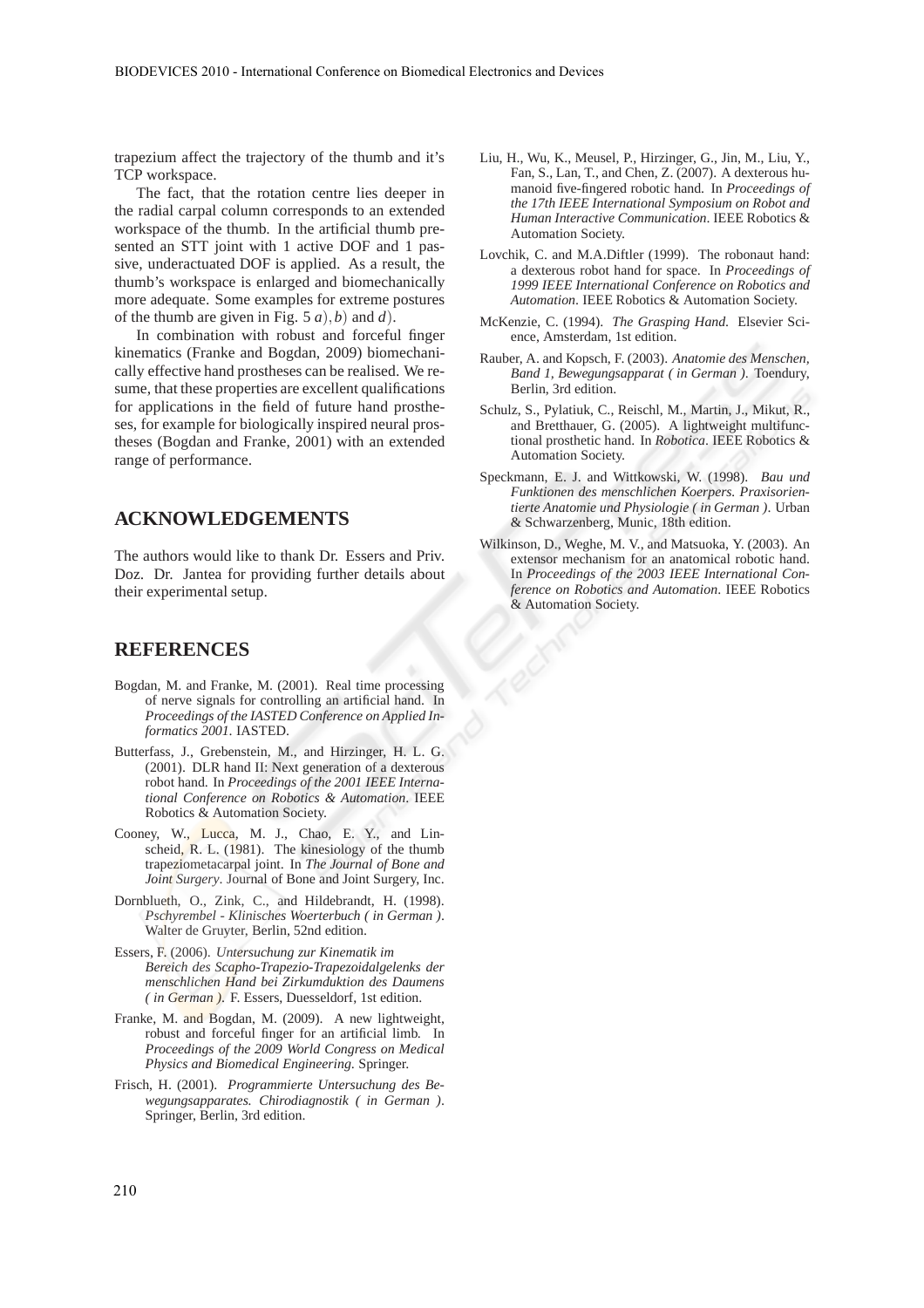trapezium affect the trajectory of the thumb and it's TCP workspace.

The fact, that the rotation centre lies deeper in the radial carpal column corresponds to an extended workspace of the thumb. In the artificial thumb presented an STT joint with 1 active DOF and 1 passive, underactuated DOF is applied. As a result, the thumb's workspace is enlarged and biomechanically more adequate. Some examples for extreme postures of the thumb are given in Fig. 5 $a), b)$ and $d)$.

In combination with robust and forceful finger kinematics (Franke and Bogdan, 2009) biomechanically effective hand prostheses can be realised. We resume, that these properties are excellent qualifications for applications in the field of future hand prostheses, for example for biologically inspired neural prostheses (Bogdan and Franke, 2001) with an extended range of performance.

## ACKNOWLEDGEMENTS

The authors would like to thank Dr. Essers and Priv. Doz. Dr. Jantea for providing further details about their experimental setup.

## REFERENCES

Bogdan, M. and Franke, M. (2001). Real time processing of nerve signals for controlling an artificial hand. In *Proceedings of the IASTED Conference on Applied Informatics 2001*. IASTED.

Butterfass, J., Grebenstein, M., and Hirzinger, H. L. G. (2001). DLR hand II: Next generation of a dexterous robot hand. In *Proceedings of the 2001 IEEE International Conference on Robotics & Automation*. IEEE Robotics & Automation Society.

Cooney, W., Lucca, M. J., Chao, E. Y., and Linscheid, R. L. (1981). The kinesiology of the thumb trapeziometacarpal joint. In *The Journal of Bone and Joint Surgery*. Journal of Bone and Joint Surgery, Inc.

Dornblueth, O., Zink, C., and Hildebrandt, H. (1998). *Pschyrembel - Klinisches Woerterbuch ( in German )*. Walter de Gruyter, Berlin, 52nd edition.

Essers, F. (2006). *Untersuchung zur Kinematik im Bereich des Scapho-Trapezio-Trapezoidalgelenks der menschlichen Hand bei Zirkumduktion des Daumens ( in German )*. F. Essers, Duesseldorf, 1st edition.

Franke, M. and Bogdan, M. (2009). A new lightweight, robust and forceful finger for an artificial limb. In *Proceedings of the 2009 World Congress on Medical Physics and Biomedical Engineering*. Springer.

Frisch, H. (2001). *Programmierte Untersuchung des Bewegungsapparates. Chirodiagnostik ( in German )*. Springer, Berlin, 3rd edition.

Liu, H., Wu, K., Meusel, P., Hirzinger, G., Jin, M., Liu, Y., Fan, S., Lan, T., and Chen, Z. (2007). A dexterous humanoid five-fingered robotic hand. In *Proceedings of the 17th IEEE International Symposium on Robot and Human Interactive Communication*. IEEE Robotics & Automation Society.

Lovchik, C. and M.A.Diftler (1999). The robonaut hand: a dexterous robot hand for space. In *Proceedings of 1999 IEEE International Conference on Robotics and Automation*. IEEE Robotics & Automation Society.

McKenzie, C. (1994). *The Grasping Hand*. Elsevier Science, Amsterdam, 1st edition.

Rauber, A. and Kopsch, F. (2003). *Anatomie des Menschen, Band 1, Bewegungsapparat ( in German )*. Toendury, Berlin, 3rd edition.

Schulz, S., Pylatiuk, C., Reischl, M., Martin, J., Mikut, R., and Bretthauer, G. (2005). A lightweight multifunctional prosthetic hand. In *Robotica*. IEEE Robotics & Automation Society.

Speckmann, E. J. and Wittkowski, W. (1998). *Bau und Funktionen des menschlichen Koerpers. Praxisorientierte Anatomie und Physiologie ( in German )*. Urban & Schwarzenberg, Munic, 18th edition.

Wilkinson, D., Weghe, M. V., and Matsuoka, Y. (2003). An extensor mechanism for an anatomical robotic hand. In *Proceedings of the 2003 IEEE International Conference on Robotics and Automation*. IEEE Robotics & Automation Society.